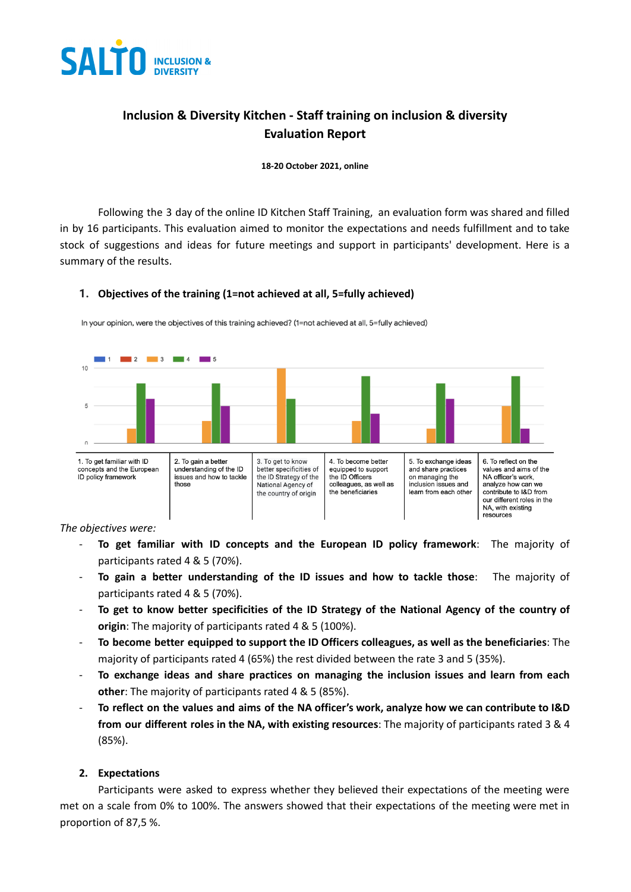SALTO INCLUSION & DIVERSITY

# Inclusion & Diversity Kitchen - Staff training on inclusion & diversity Evaluation Report

**18-20 October 2021, online**

Following the 3 day of the online ID Kitchen Staff Training, an evaluation form was shared and filled in by 16 participants. This evaluation aimed to monitor the expectations and needs fulfillment and to take stock of suggestions and ideas for future meetings and support in participants' development. Here is a summary of the results.

## 1. Objectives of the training (1=not achieved at all, 5=fully achieved)

In your opinion, were the objectives of this training achieved? (1=not achieved at all, 5=fully achieved)

| Objective | 1 | 2 | 3 | 4 | 5 |
|---|---|---|---|---|---|
| 1. To get familiar with ID concepts and the European ID policy framework | | | 2 | 8 | 6 |
| 2. To gain a better understanding of the ID issues and how to tackle those | | | 3 | 8 | 5 |
| 3. To get to know better specificities of the the ID Strategy of the National Agency of the country of origin | | | 10 | 6 | |
| 4. To become better equipped to support the ID Officers colleagues, as well as the beneficiaries | | | 3 | 9 | 4 |
| 5. To exchange ideas and share practices on managing the inclusion issues and learn from each other | | | 2 | 8 | 6 |
| 6. To reflect on the values and aims of the NA officer's work, analyze how can we contribute to I&D from our different roles in the NA, with existing resources | | | 5 | 9 | 2 |

*The objectives were:*

- **To get familiar with ID concepts and the European ID policy framework**: The majority of participants rated 4 & 5 (70%).
- **To gain a better understanding of the ID issues and how to tackle those**: The majority of participants rated 4 & 5 (70%).
- **To get to know better specificities of the ID Strategy of the National Agency of the country of origin**: The majority of participants rated 4 & 5 (100%).
- **To become better equipped to support the ID Officers colleagues, as well as the beneficiaries**: The majority of participants rated 4 (65%) the rest divided between the rate 3 and 5 (35%).
- **To exchange ideas and share practices on managing the inclusion issues and learn from each other**: The majority of participants rated 4 & 5 (85%).
- **To reflect on the values and aims of the NA officer's work, analyze how we can contribute to I&D from our different roles in the NA, with existing resources**: The majority of participants rated 3 & 4 (85%).

## 2. Expectations

Participants were asked to express whether they believed their expectations of the meeting were met on a scale from 0% to 100%. The answers showed that their expectations of the meeting were met in proportion of 87,5 %.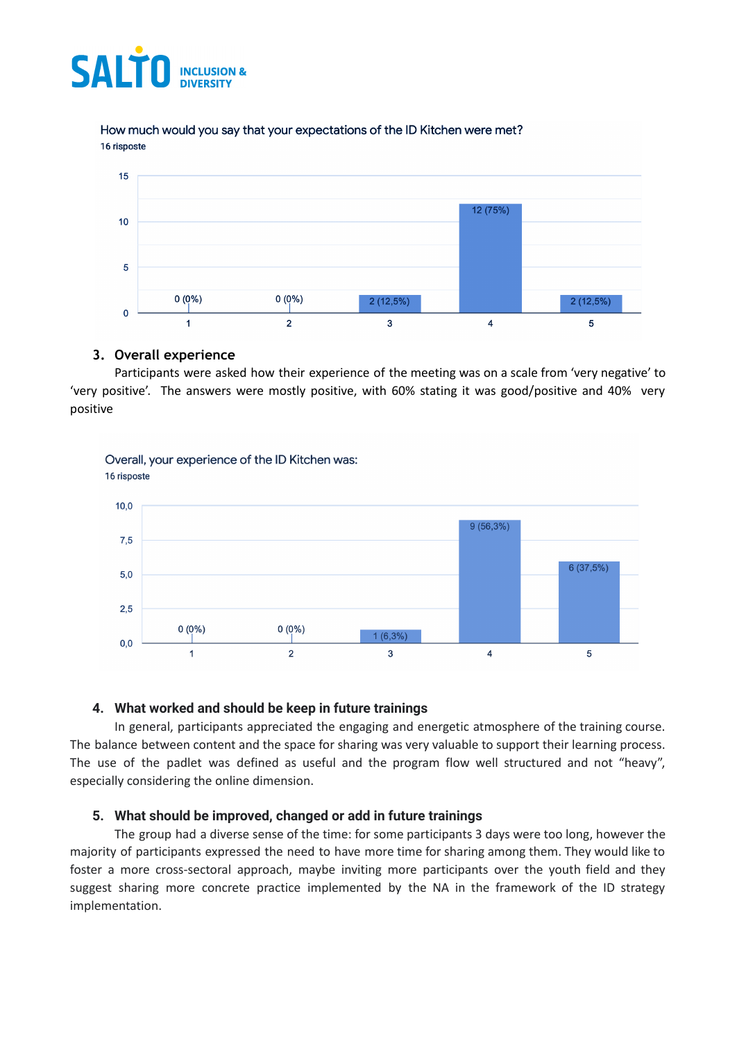How much would you say that your expectations of the ID Kitchen were met?

16 risposte

| Rating | Responses |
|---|---|
| 1 | 0 (0%) |
| 2 | 0 (0%) |
| 3 | 2 (12,5%) |
| 4 | 12 (75%) |
| 5 | 2 (12,5%) |

### 3. Overall experience

Participants were asked how their experience of the meeting was on a scale from 'very negative' to 'very positive'. The answers were mostly positive, with 60% stating it was good/positive and 40% very positive

Overall, your experience of the ID Kitchen was:

16 risposte

| Rating | Responses |
|---|---|
| 1 | 0 (0%) |
| 2 | 0 (0%) |
| 3 | 1 (6,3%) |
| 4 | 9 (56,3%) |
| 5 | 6 (37,5%) |

### 4. What worked and should be keep in future trainings

In general, participants appreciated the engaging and energetic atmosphere of the training course. The balance between content and the space for sharing was very valuable to support their learning process. The use of the padlet was defined as useful and the program flow well structured and not "heavy", especially considering the online dimension.

### 5. What should be improved, changed or add in future trainings

The group had a diverse sense of the time: for some participants 3 days were too long, however the majority of participants expressed the need to have more time for sharing among them. They would like to foster a more cross-sectoral approach, maybe inviting more participants over the youth field and they suggest sharing more concrete practice implemented by the NA in the framework of the ID strategy implementation.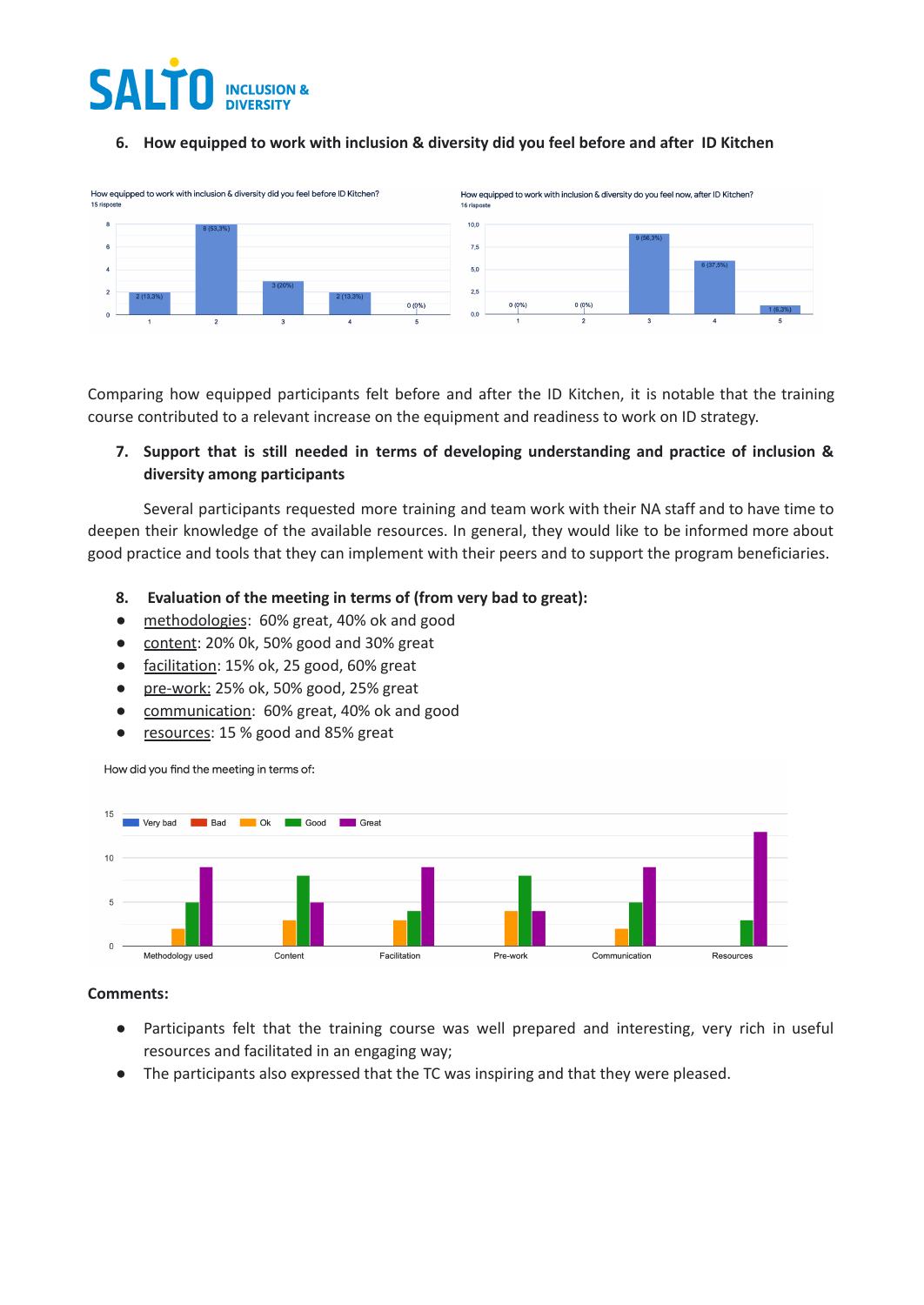6. **How equipped to work with inclusion & diversity did you feel before and after ID Kitchen**

How equipped to work with inclusion & diversity did you feel before ID Kitchen?
15 risposte

8
6
4
2
0
2 (13,3%)
8 (53,3%)
3 (20%)
2 (13,3%)
0 (0%)
1
2
3
4
5

How equipped to work with inclusion & diversity do you feel now, after ID Kitchen?
16 risposte

10,0
7,5
5,0
2,5
0,0
0 (0%)
0 (0%)
9 (56,3%)
6 (37,5%)
1 (6,3%)
1
2
3
4
5

Comparing how equipped participants felt before and after the ID Kitchen, it is notable that the training course contributed to a relevant increase on the equipment and readiness to work on ID strategy.

7. **Support that is still needed in terms of developing understanding and practice of inclusion & diversity among participants**

Several participants requested more training and team work with their NA staff and to have time to deepen their knowledge of the available resources. In general, they would like to be informed more about good practice and tools that they can implement with their peers and to support the program beneficiaries.

8. **Evaluation of the meeting in terms of (from very bad to great):**

- methodologies: 60% great, 40% ok and good
- content: 20% 0k, 50% good and 30% great
- facilitation: 15% ok, 25 good, 60% great
- pre-work: 25% ok, 50% good, 25% great
- communication: 60% great, 40% ok and good
- resources: 15 % good and 85% great

How did you find the meeting in terms of:

15
10
5
0
Very bad
Bad
Ok
Good
Great
Methodology used
Content
Facilitation
Pre-work
Communication
Resources

**Comments:**

- Participants felt that the training course was well prepared and interesting, very rich in useful resources and facilitated in an engaging way;
- The participants also expressed that the TC was inspiring and that they were pleased.